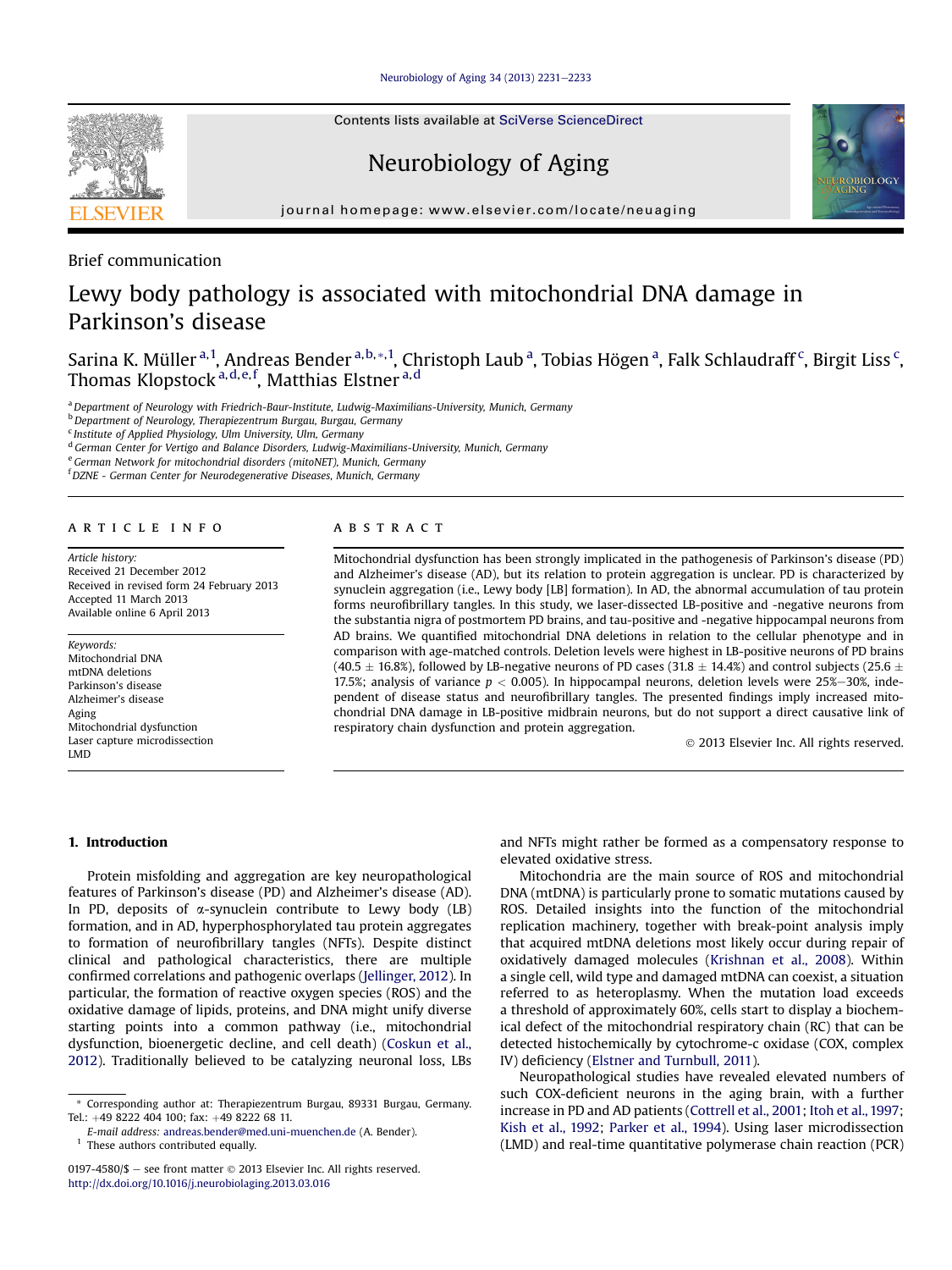Brief communication

# Lewy body pathology is associated with mitochondrial DNA damage in Parkinson's disease

Sarina K. Müller[a,1], Andreas Bender[a,b,*,1], Christoph Laub[a], Tobias Högen[a], Falk Schlaudraff[c], Birgit Liss[c], Thomas Klopstock[a,d,e,f], Matthias Elstner[a,d]

[a] Department of Neurology with Friedrich-Baur-Institute, Ludwig-Maximilians-University, Munich, Germany
[b] Department of Neurology, Therapiezentrum Burgau, Burgau, Germany
[c] Institute of Applied Physiology, Ulm University, Ulm, Germany
[d] German Center for Vertigo and Balance Disorders, Ludwig-Maximilians-University, Munich, Germany
[e] German Network for mitochondrial disorders (mitoNET), Munich, Germany
[f] DZNE - German Center for Neurodegenerative Diseases, Munich, Germany

## ARTICLE INFO

*Article history:*
Received 21 December 2012
Received in revised form 24 February 2013
Accepted 11 March 2013
Available online 6 April 2013

*Keywords:*
Mitochondrial DNA
mtDNA deletions
Parkinson's disease
Alzheimer's disease
Aging
Mitochondrial dysfunction
Laser capture microdissection
LMD

## ABSTRACT

Mitochondrial dysfunction has been strongly implicated in the pathogenesis of Parkinson's disease (PD) and Alzheimer's disease (AD), but its relation to protein aggregation is unclear. PD is characterized by synuclein aggregation (i.e., Lewy body [LB] formation). In AD, the abnormal accumulation of tau protein forms neurofibrillary tangles. In this study, we laser-dissected LB-positive and -negative neurons from the substantia nigra of postmortem PD brains, and tau-positive and -negative hippocampal neurons from AD brains. We quantified mitochondrial DNA deletions in relation to the cellular phenotype and in comparison with age-matched controls. Deletion levels were highest in LB-positive neurons of PD brains (40.5 ± 16.8%), followed by LB-negative neurons of PD cases (31.8 ± 14.4%) and control subjects (25.6 ± 17.5%; analysis of variance $p < 0.005$). In hippocampal neurons, deletion levels were 25%–30%, independent of disease status and neurofibrillary tangles. The presented findings imply increased mitochondrial DNA damage in LB-positive midbrain neurons, but do not support a direct causative link of respiratory chain dysfunction and protein aggregation.

© 2013 Elsevier Inc. All rights reserved.

## 1. Introduction

Protein misfolding and aggregation are key neuropathological features of Parkinson's disease (PD) and Alzheimer's disease (AD). In PD, deposits of α-synuclein contribute to Lewy body (LB) formation, and in AD, hyperphosphorylated tau protein aggregates to formation of neurofibrillary tangles (NFTs). Despite distinct clinical and pathological characteristics, there are multiple confirmed correlations and pathogenic overlaps (Jellinger, 2012). In particular, the formation of reactive oxygen species (ROS) and the oxidative damage of lipids, proteins, and DNA might unify diverse starting points into a common pathway (i.e., mitochondrial dysfunction, bioenergetic decline, and cell death) (Coskun et al., 2012). Traditionally believed to be catalyzing neuronal loss, LBs and NFTs might rather be formed as a compensatory response to elevated oxidative stress.

Mitochondria are the main source of ROS and mitochondrial DNA (mtDNA) is particularly prone to somatic mutations caused by ROS. Detailed insights into the function of the mitochondrial replication machinery, together with break-point analysis imply that acquired mtDNA deletions most likely occur during repair of oxidatively damaged molecules (Krishnan et al., 2008). Within a single cell, wild type and damaged mtDNA can coexist, a situation referred to as heteroplasmy. When the mutation load exceeds a threshold of approximately 60%, cells start to display a biochemical defect of the mitochondrial respiratory chain (RC) that can be detected histochemically by cytochrome-c oxidase (COX, complex IV) deficiency (Elstner and Turnbull, 2011).

Neuropathological studies have revealed elevated numbers of such COX-deficient neurons in the aging brain, with a further increase in PD and AD patients (Cottrell et al., 2001; Itoh et al., 1997; Kish et al., 1992; Parker et al., 1994). Using laser microdissection (LMD) and real-time quantitative polymerase chain reaction (PCR)

* Corresponding author at: Therapiezentrum Burgau, 89331 Burgau, Germany. Tel.: +49 8222 404 100; fax: +49 8222 68 11.
*E-mail address:* andreas.bender@med.uni-muenchen.de (A. Bender).
[1] These authors contributed equally.

0197-4580/$ – see front matter © 2013 Elsevier Inc. All rights reserved.
http://dx.doi.org/10.1016/j.neurobiolaging.2013.03.016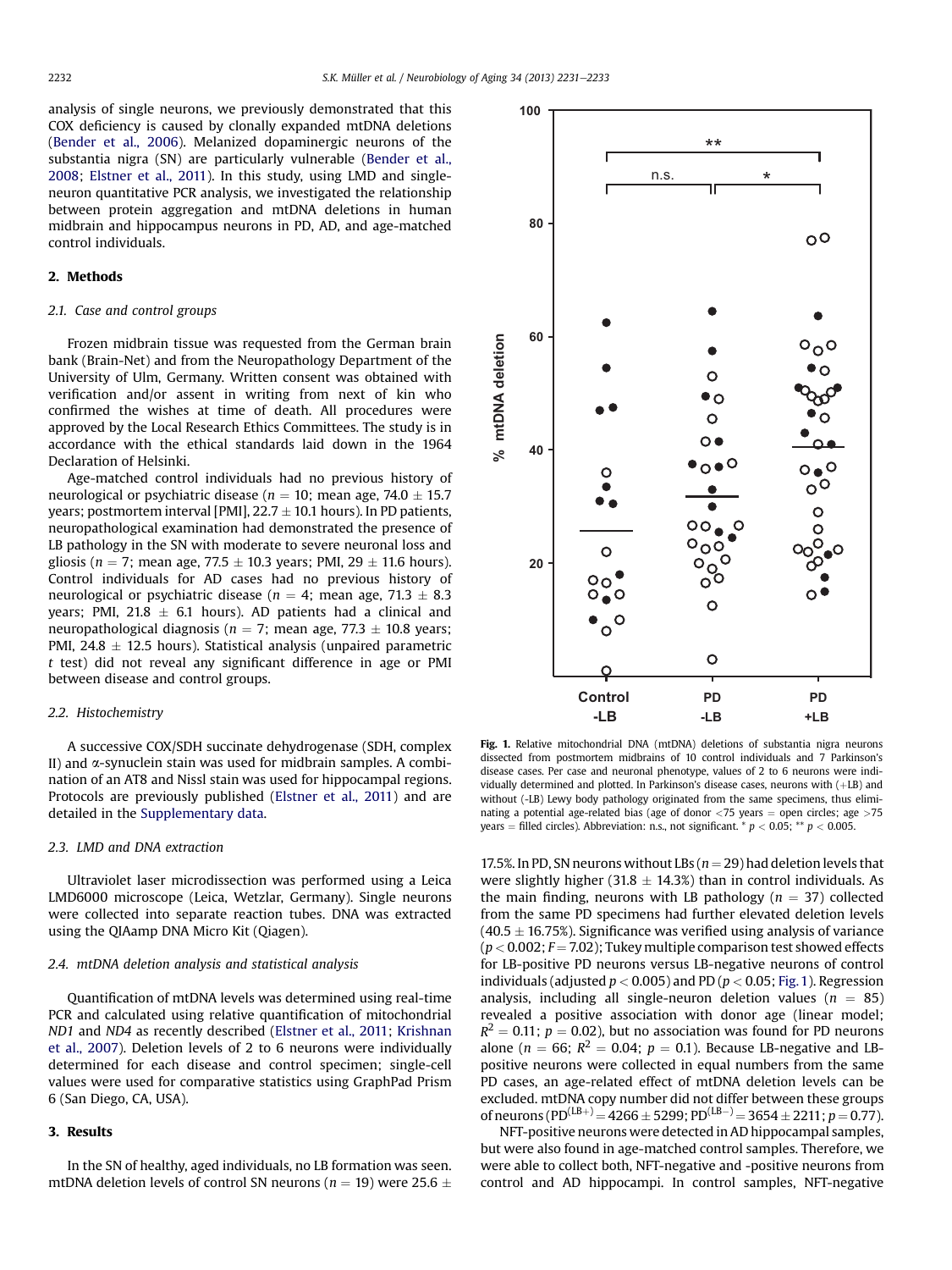analysis of single neurons, we previously demonstrated that this COX deficiency is caused by clonally expanded mtDNA deletions (Bender et al., 2006). Melanized dopaminergic neurons of the substantia nigra (SN) are particularly vulnerable (Bender et al., 2008; Elstner et al., 2011). In this study, using LMD and single-neuron quantitative PCR analysis, we investigated the relationship between protein aggregation and mtDNA deletions in human midbrain and hippocampus neurons in PD, AD, and age-matched control individuals.

## 2. Methods

### 2.1. Case and control groups

Frozen midbrain tissue was requested from the German brain bank (Brain-Net) and from the Neuropathology Department of the University of Ulm, Germany. Written consent was obtained with verification and/or assent in writing from next of kin who confirmed the wishes at time of death. All procedures were approved by the Local Research Ethics Committees. The study is in accordance with the ethical standards laid down in the 1964 Declaration of Helsinki.

Age-matched control individuals had no previous history of neurological or psychiatric disease ($n = 10$; mean age, 74.0 ± 15.7 years; postmortem interval [PMI], 22.7 ± 10.1 hours). In PD patients, neuropathological examination had demonstrated the presence of LB pathology in the SN with moderate to severe neuronal loss and gliosis ($n = 7$; mean age, 77.5 ± 10.3 years; PMI, 29 ± 11.6 hours). Control individuals for AD cases had no previous history of neurological or psychiatric disease ($n = 4$; mean age, 71.3 ± 8.3 years; PMI, 21.8 ± 6.1 hours). AD patients had a clinical and neuropathological diagnosis ($n = 7$; mean age, 77.3 ± 10.8 years; PMI, 24.8 ± 12.5 hours). Statistical analysis (unpaired parametric *t* test) did not reveal any significant difference in age or PMI between disease and control groups.

### 2.2. Histochemistry

A successive COX/SDH succinate dehydrogenase (SDH, complex II) and α-synuclein stain was used for midbrain samples. A combination of an AT8 and Nissl stain was used for hippocampal regions. Protocols are previously published (Elstner et al., 2011) and are detailed in the Supplementary data.

### 2.3. LMD and DNA extraction

Ultraviolet laser microdissection was performed using a Leica LMD6000 microscope (Leica, Wetzlar, Germany). Single neurons were collected into separate reaction tubes. DNA was extracted using the QIAamp DNA Micro Kit (Qiagen).

### 2.4. mtDNA deletion analysis and statistical analysis

Quantification of mtDNA levels was determined using real-time PCR and calculated using relative quantification of mitochondrial *ND1* and *ND4* as recently described (Elstner et al., 2011; Krishnan et al., 2007). Deletion levels of 2 to 6 neurons were individually determined for each disease and control specimen; single-cell values were used for comparative statistics using GraphPad Prism 6 (San Diego, CA, USA).

## 3. Results

In the SN of healthy, aged individuals, no LB formation was seen. mtDNA deletion levels of control SN neurons ($n = 19$) were 25.6 ± 17.5%. In PD, SN neurons without LBs ($n = 29$) had deletion levels that were slightly higher (31.8 ± 14.3%) than in control individuals. As the main finding, neurons with LB pathology ($n = 37$) collected from the same PD specimens had further elevated deletion levels (40.5 ± 16.75%). Significance was verified using analysis of variance ($p < 0.002$; $F = 7.02$); Tukey multiple comparison test showed effects for LB-positive PD neurons versus LB-negative neurons of control individuals (adjusted $p < 0.005$) and PD ($p < 0.05$; Fig. 1). Regression analysis, including all single-neuron deletion values ($n = 85$) revealed a positive association with donor age (linear model; $R^2 = 0.11$; $p = 0.02$), but no association was found for PD neurons alone ($n = 66$; $R^2 = 0.04$; $p = 0.1$). Because LB-negative and LB-positive neurons were collected in equal numbers from the same PD cases, an age-related effect of mtDNA deletion levels can be excluded. mtDNA copy number did not differ between these groups of neurons ($PD^{(LB+)} = 4266 \pm 5299$; $PD^{(LB-)} = 3654 \pm 2211$; $p = 0.77$).

NFT-positive neurons were detected in AD hippocampal samples, but were also found in age-matched control samples. Therefore, we were able to collect both, NFT-negative and -positive neurons from control and AD hippocampi. In control samples, NFT-negative

**Fig. 1.** Relative mitochondrial DNA (mtDNA) deletions of substantia nigra neurons dissected from postmortem midbrains of 10 control individuals and 7 Parkinson's disease cases. Per case and neuronal phenotype, values of 2 to 6 neurons were individually determined and plotted. In Parkinson's disease cases, neurons with (+LB) and without (-LB) Lewy body pathology originated from the same specimens, thus eliminating a potential age-related bias (age of donor <75 years = open circles; age >75 years = filled circles). Abbreviation: n.s., not significant. * $p < 0.05$; ** $p < 0.005$.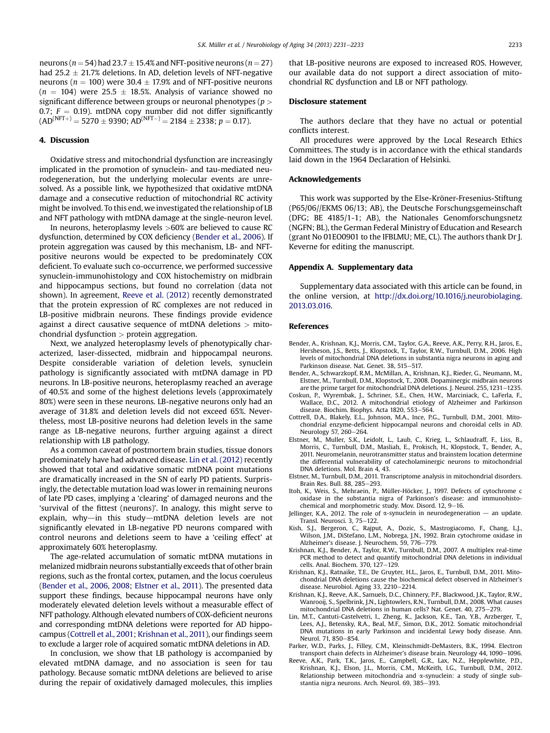neurons ($n = 54$) had 23.7 ± 15.4% and NFT-positive neurons ($n = 27$) had 25.2 ± 21.7% deletions. In AD, deletion levels of NFT-negative neurons ($n = 100$) were 30.4 ± 17.9% and of NFT-positive neurons ($n = 104$) were 25.5 ± 18.5%. Analysis of variance showed no significant difference between groups or neuronal phenotypes ($p > 0.7$; $F = 0.19$). mtDNA copy number did not differ significantly ($AD^{(NFT+)} = 5270 \pm 9390$; $AD^{(NFT-)} = 2184 \pm 2338$; $p = 0.17$).

## 4. Discussion

Oxidative stress and mitochondrial dysfunction are increasingly implicated in the promotion of synuclein- and tau-mediated neurodegeneration, but the underlying molecular events are unresolved. As a possible link, we hypothesized that oxidative mtDNA damage and a consecutive reduction of mitochondrial RC activity might be involved. To this end, we investigated the relationship of LB and NFT pathology with mtDNA damage at the single-neuron level.

In neurons, heteroplasmy levels >60% are believed to cause RC dysfunction, determined by COX deficiency (Bender et al., 2006). If protein aggregation was caused by this mechanism, LB- and NFT-positive neurons would be expected to be predominately COX deficient. To evaluate such co-occurrence, we performed successive synuclein-immunohistology and COX histochemistry on midbrain and hippocampus sections, but found no correlation (data not shown). In agreement, Reeve et al. (2012) recently demonstrated that the protein expression of RC complexes are not reduced in LB-positive midbrain neurons. These findings provide evidence against a direct causative sequence of mtDNA deletions > mitochondrial dysfunction > protein aggregation.

Next, we analyzed heteroplasmy levels of phenotypically characterized, laser-dissected, midbrain and hippocampal neurons. Despite considerable variation of deletion levels, synuclein pathology is significantly associated with mtDNA damage in PD neurons. In LB-positive neurons, heteroplasmy reached an average of 40.5% and some of the highest deletions levels (approximately 80%) were seen in these neurons. LB-negative neurons only had an average of 31.8% and deletion levels did not exceed 65%. Nevertheless, most LB-positive neurons had deletion levels in the same range as LB-negative neurons, further arguing against a direct relationship with LB pathology.

As a common caveat of postmortem brain studies, tissue donors predominately have had advanced disease. Lin et al. (2012) recently showed that total and oxidative somatic mtDNA point mutations are dramatically increased in the SN of early PD patients. Surprisingly, the detectable mutation load was lower in remaining neurons of late PD cases, implying a 'clearing' of damaged neurons and the 'survival of the fittest (neurons)'. In analogy, this might serve to explain, why—in this study—mtDNA deletion levels are not significantly elevated in LB-negative PD neurons compared with control neurons and deletions seem to have a 'ceiling effect' at approximately 60% heteroplasmy.

The age-related accumulation of somatic mtDNA mutations in melanized midbrain neurons substantially exceeds that of other brain regions, such as the frontal cortex, putamen, and the locus coeruleus (Bender et al., 2006, 2008; Elstner et al., 2011). The presented data support these findings, because hippocampal neurons have only moderately elevated deletion levels without a measurable effect of NFT pathology. Although elevated numbers of COX-deficient neurons and corresponding mtDNA deletions were reported for AD hippocampus (Cottrell et al., 2001; Krishnan et al., 2011), our findings seem to exclude a larger role of acquired somatic mtDNA deletions in AD.

In conclusion, we show that LB pathology is accompanied by elevated mtDNA damage, and no association is seen for tau pathology. Because somatic mtDNA deletions are believed to arise during the repair of oxidatively damaged molecules, this implies that LB-positive neurons are exposed to increased ROS. However, our available data do not support a direct association of mitochondrial RC dysfunction and LB or NFT pathology.

## Disclosure statement

The authors declare that they have no actual or potential conflicts interest.

All procedures were approved by the Local Research Ethics Committees. The study is in accordance with the ethical standards laid down in the 1964 Declaration of Helsinki.

## Acknowledgements

This work was supported by the Else-Kröner-Fresenius-Stiftung (P65/06//EKMS 06/13; AB), the Deutsche Forschungsgemeinschaft (DFG; BE 4185/1-1; AB), the Nationales Genomforschungsnetz (NGFN; BL), the German Federal Ministry of Education and Research (grant No 01EO0901 to the IFBLMU; ME, CL). The authors thank Dr J. Keverne for editing the manuscript.

## Appendix A. Supplementary data

Supplementary data associated with this article can be found, in the online version, at http://dx.doi.org/10.1016/j.neurobiolaging.2013.03.016.

## References

- Bender, A., Krishnan, K.J., Morris, C.M., Taylor, G.A., Reeve, A.K., Perry, R.H., Jaros, E., Hersheson, J.S., Betts, J., Klopstock, T., Taylor, R.W., Turnbull, D.M., 2006. High levels of mitochondrial DNA deletions in substantia nigra neurons in aging and Parkinson disease. Nat. Genet. 38, 515–517.
- Bender, A., Schwarzkopf, R.M., McMillan, A., Krishnan, K.J., Rieder, G., Neumann, M., Elstner, M., Turnbull, D.M., Klopstock, T., 2008. Dopaminergic midbrain neurons are the prime target for mitochondrial DNA deletions. J. Neurol. 255, 1231–1235.
- Coskun, P., Wyrembak, J., Schriner, S.E., Chen, H.W., Marciniack, C., LaFerla, F., Wallace, D.C., 2012. A mitochondrial etiology of Alzheimer and Parkinson disease. Biochim. Biophys. Acta 1820, 553–564.
- Cottrell, D.A., Blakely, E.L., Johnson, M.A., Ince, P.G., Turnbull, D.M., 2001. Mitochondrial enzyme-deficient hippocampal neurons and choroidal cells in AD. Neurology 57, 260–264.
- Elstner, M., Muller, S.K., Leidolt, L., Laub, C., Krieg, L., Schlaudraff, F., Liss, B., Morris, C., Turnbull, D.M., Masliah, E., Prokisch, H., Klopstock, T., Bender, A., 2011. Neuromelanin, neurotransmitter status and brainstem location determine the differential vulnerability of catecholaminergic neurons to mitochondrial DNA deletions. Mol. Brain 4, 43.
- Elstner, M., Turnbull, D.M., 2011. Transcriptome analysis in mitochondrial disorders. Brain Res. Bull. 88, 285–293.
- Itoh, K., Weis, S., Mehraein, P., Müller-Höcker, J., 1997. Defects of cytochrome c oxidase in the substantia nigra of Parkinson's disease: and immunohistochemical and morphometric study. Mov. Disord. 12, 9–16.
- Jellinger, K.A., 2012. The role of α-synuclein in neurodegeneration — an update. Transl. Neurosci. 3, 75–122.
- Kish, S.J., Bergeron, C., Rajput, A., Dozic, S., Mastrogiacomo, F., Chang, L.J., Wilson, J.M., DiStefano, L.M., Nobrega, J.N., 1992. Brain cytochrome oxidase in Alzheimer's disease. J. Neurochem. 59, 776–779.
- Krishnan, K.J., Bender, A., Taylor, R.W., Turnbull, D.M., 2007. A multiplex real-time PCR method to detect and quantify mitochondrial DNA deletions in individual cells. Anal. Biochem. 370, 127–129.
- Krishnan, K.J., Ratnaike, T.E., De Gruyter, H.L., Jaros, E., Turnbull, D.M., 2011. Mitochondrial DNA deletions cause the biochemical defect observed in Alzheimer's disease. Neurobiol. Aging 33, 2210–2214.
- Krishnan, K.J., Reeve, A.K., Samuels, D.C., Chinnery, P.F., Blackwood, J.K., Taylor, R.W., Wanrooij, S., Spelbrink, J.N., Lightowlers, R.N., Turnbull, D.M., 2008. What causes mitochondrial DNA deletions in human cells? Nat. Genet. 40, 275–279.
- Lin, M.T., Cantuti-Castelvetri, I., Zheng, K., Jackson, K.E., Tan, Y.B., Arzberger, T., Lees, A.J., Betensky, R.A., Beal, M.F., Simon, D.K., 2012. Somatic mitochondrial DNA mutations in early Parkinson and incidental Lewy body disease. Ann. Neurol. 71, 850–854.
- Parker, W.D., Parks, J., Filley, C.M., Kleinschmidt-DeMasters, B.K., 1994. Electron transport chain defects in Alzheimer's disease brain. Neurology 44, 1090–1096.
- Reeve, A.K., Park, T.K., Jaros, E., Campbell, G.R., Lax, N.Z., Hepplewhite, P.D., Krishnan, K.J., Elson, J.L., Morris, C.M., McKeith, I.G., Turnbull, D.M., 2012. Relationship between mitochondria and α-synuclein: a study of single substantia nigra neurons. Arch. Neurol. 69, 385–393.